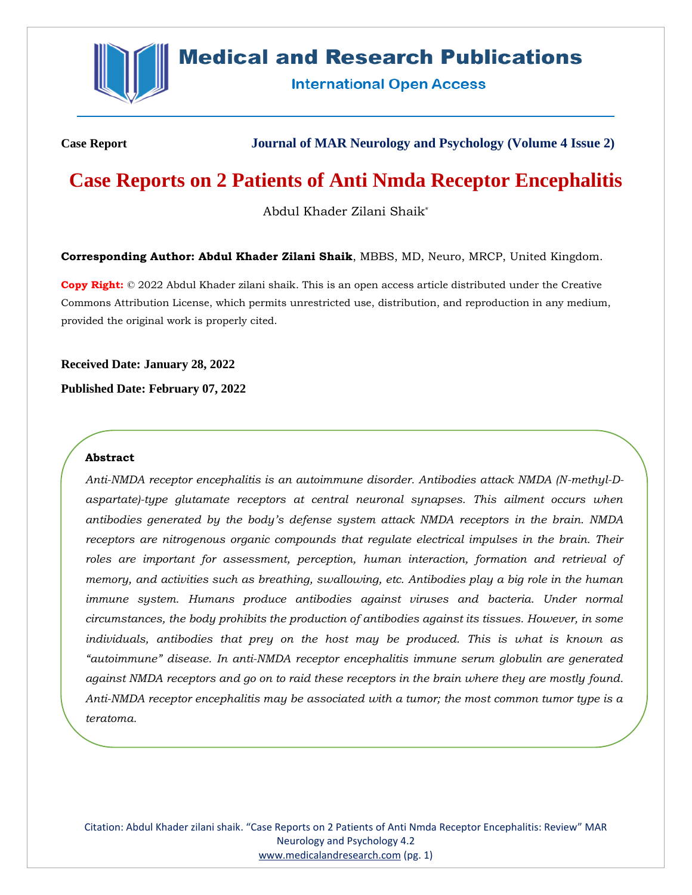**Case Report** | **Journal of MAR Neurology and Psychology (Volume 4 Issue 2)**

# Case Reports on 2 Patients of Anti Nmda Receptor Encephalitis

Abdul Khader Zilani Shaik*

**Corresponding Author: Abdul Khader Zilani Shaik**, MBBS, MD, Neuro, MRCP, United Kingdom.

**Copy Right:** © 2022 Abdul Khader zilani shaik. This is an open access article distributed under the Creative Commons Attribution License, which permits unrestricted use, distribution, and reproduction in any medium, provided the original work is properly cited.

**Received Date: January 28, 2022**

**Published Date: February 07, 2022**

## Abstract

*Anti-NMDA receptor encephalitis is an autoimmune disorder. Antibodies attack NMDA (N-methyl-D-aspartate)-type glutamate receptors at central neuronal synapses. This ailment occurs when antibodies generated by the body's defense system attack NMDA receptors in the brain. NMDA receptors are nitrogenous organic compounds that regulate electrical impulses in the brain. Their roles are important for assessment, perception, human interaction, formation and retrieval of memory, and activities such as breathing, swallowing, etc. Antibodies play a big role in the human immune system. Humans produce antibodies against viruses and bacteria. Under normal circumstances, the body prohibits the production of antibodies against its tissues. However, in some individuals, antibodies that prey on the host may be produced. This is what is known as "autoimmune" disease. In anti-NMDA receptor encephalitis immune serum globulin are generated against NMDA receptors and go on to raid these receptors in the brain where they are mostly found. Anti-NMDA receptor encephalitis may be associated with a tumor; the most common tumor type is a teratoma.*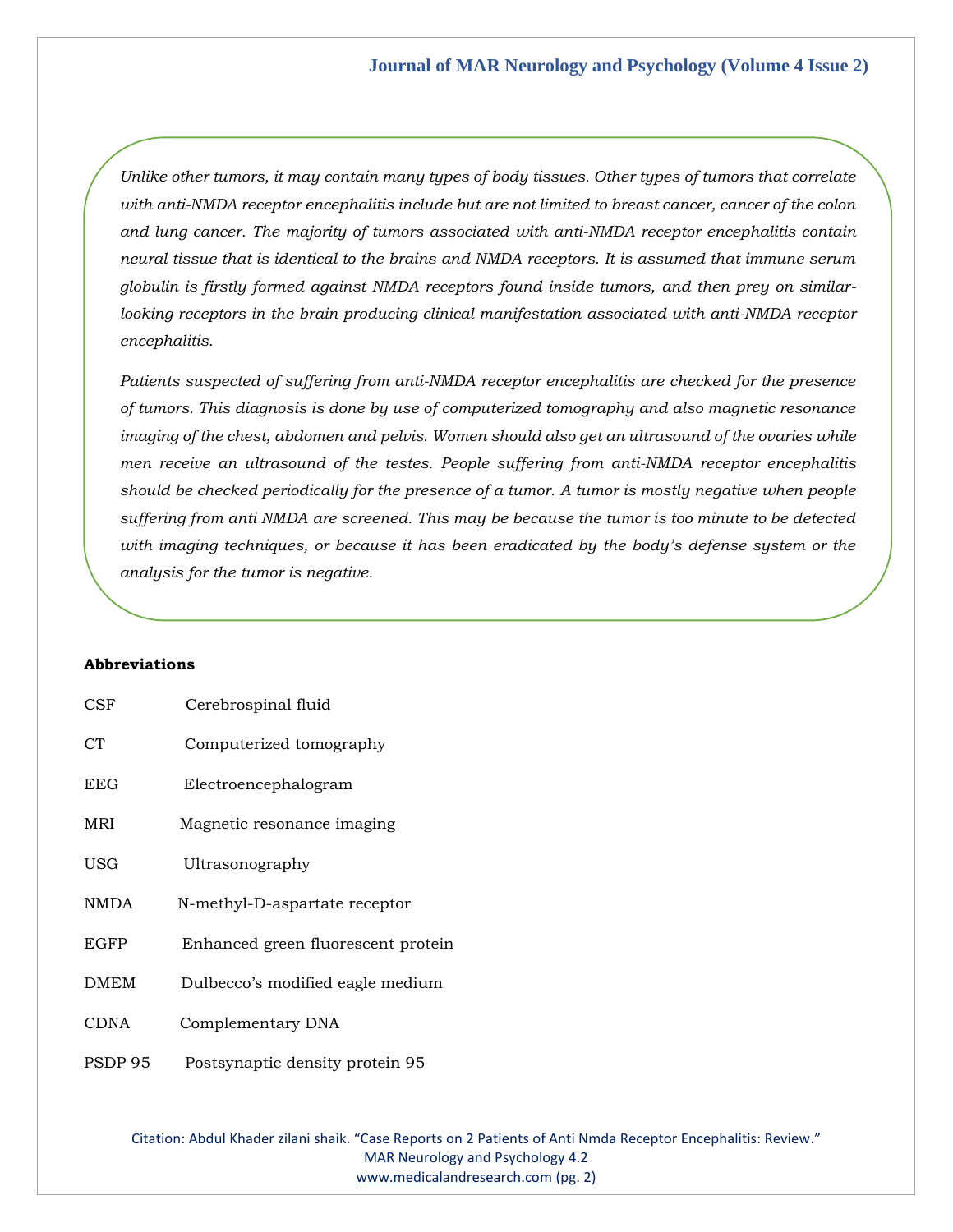*Unlike other tumors, it may contain many types of body tissues. Other types of tumors that correlate with anti-NMDA receptor encephalitis include but are not limited to breast cancer, cancer of the colon and lung cancer. The majority of tumors associated with anti-NMDA receptor encephalitis contain neural tissue that is identical to the brains and NMDA receptors. It is assumed that immune serum globulin is firstly formed against NMDA receptors found inside tumors, and then prey on similar-looking receptors in the brain producing clinical manifestation associated with anti-NMDA receptor encephalitis.*

*Patients suspected of suffering from anti-NMDA receptor encephalitis are checked for the presence of tumors. This diagnosis is done by use of computerized tomography and also magnetic resonance imaging of the chest, abdomen and pelvis. Women should also get an ultrasound of the ovaries while men receive an ultrasound of the testes. People suffering from anti-NMDA receptor encephalitis should be checked periodically for the presence of a tumor. A tumor is mostly negative when people suffering from anti NMDA are screened. This may be because the tumor is too minute to be detected with imaging techniques, or because it has been eradicated by the body's defense system or the analysis for the tumor is negative.*

**Abbreviations**

| | |
|---|---|
| CSF | Cerebrospinal fluid |
| CT | Computerized tomography |
| EEG | Electroencephalogram |
| MRI | Magnetic resonance imaging |
| USG | Ultrasonography |
| NMDA | N-methyl-D-aspartate receptor |
| EGFP | Enhanced green fluorescent protein |
| DMEM | Dulbecco's modified eagle medium |
| CDNA | Complementary DNA |
| PSDP 95 | Postsynaptic density protein 95 |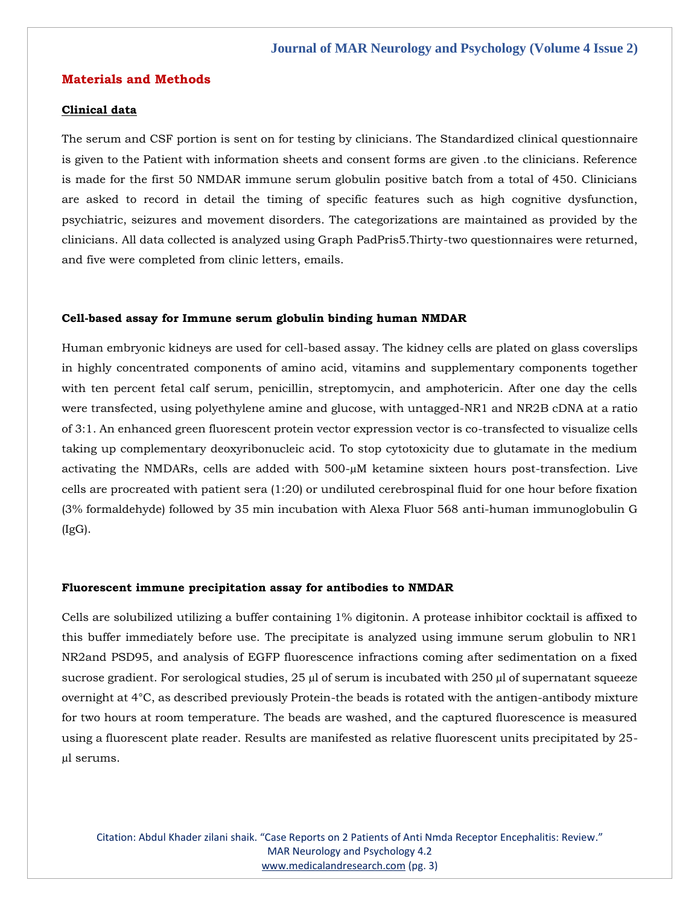## Materials and Methods

### Clinical data

The serum and CSF portion is sent on for testing by clinicians. The Standardized clinical questionnaire is given to the Patient with information sheets and consent forms are given .to the clinicians. Reference is made for the first 50 NMDAR immune serum globulin positive batch from a total of 450. Clinicians are asked to record in detail the timing of specific features such as high cognitive dysfunction, psychiatric, seizures and movement disorders. The categorizations are maintained as provided by the clinicians. All data collected is analyzed using Graph PadPris5.Thirty-two questionnaires were returned, and five were completed from clinic letters, emails.

### Cell-based assay for Immune serum globulin binding human NMDAR

Human embryonic kidneys are used for cell-based assay. The kidney cells are plated on glass coverslips in highly concentrated components of amino acid, vitamins and supplementary components together with ten percent fetal calf serum, penicillin, streptomycin, and amphotericin. After one day the cells were transfected, using polyethylene amine and glucose, with untagged-NR1 and NR2B cDNA at a ratio of 3:1. An enhanced green fluorescent protein vector expression vector is co-transfected to visualize cells taking up complementary deoxyribonucleic acid. To stop cytotoxicity due to glutamate in the medium activating the NMDARs, cells are added with 500-μM ketamine sixteen hours post-transfection. Live cells are procreated with patient sera (1:20) or undiluted cerebrospinal fluid for one hour before fixation (3% formaldehyde) followed by 35 min incubation with Alexa Fluor 568 anti-human immunoglobulin G (IgG).

### Fluorescent immune precipitation assay for antibodies to NMDAR

Cells are solubilized utilizing a buffer containing 1% digitonin. A protease inhibitor cocktail is affixed to this buffer immediately before use. The precipitate is analyzed using immune serum globulin to NR1 NR2and PSD95, and analysis of EGFP fluorescence infractions coming after sedimentation on a fixed sucrose gradient. For serological studies, 25 μl of serum is incubated with 250 μl of supernatant squeeze overnight at 4°C, as described previously Protein-the beads is rotated with the antigen-antibody mixture for two hours at room temperature. The beads are washed, and the captured fluorescence is measured using a fluorescent plate reader. Results are manifested as relative fluorescent units precipitated by 25-μl serums.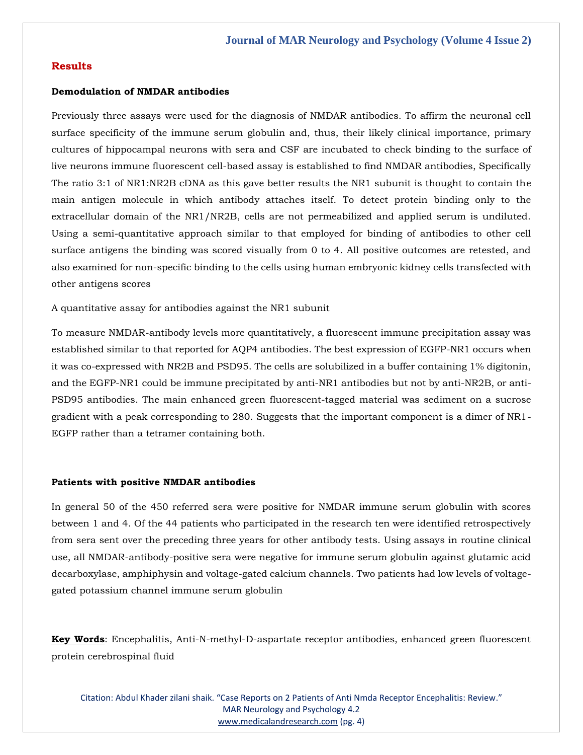## Results

### Demodulation of NMDAR antibodies

Previously three assays were used for the diagnosis of NMDAR antibodies. To affirm the neuronal cell surface specificity of the immune serum globulin and, thus, their likely clinical importance, primary cultures of hippocampal neurons with sera and CSF are incubated to check binding to the surface of live neurons immune fluorescent cell-based assay is established to find NMDAR antibodies, Specifically The ratio 3:1 of NR1:NR2B cDNA as this gave better results the NR1 subunit is thought to contain the main antigen molecule in which antibody attaches itself. To detect protein binding only to the extracellular domain of the NR1/NR2B, cells are not permeabilized and applied serum is undiluted. Using a semi-quantitative approach similar to that employed for binding of antibodies to other cell surface antigens the binding was scored visually from 0 to 4. All positive outcomes are retested, and also examined for non-specific binding to the cells using human embryonic kidney cells transfected with other antigens scores

A quantitative assay for antibodies against the NR1 subunit

To measure NMDAR-antibody levels more quantitatively, a fluorescent immune precipitation assay was established similar to that reported for AQP4 antibodies. The best expression of EGFP-NR1 occurs when it was co-expressed with NR2B and PSD95. The cells are solubilized in a buffer containing 1% digitonin, and the EGFP-NR1 could be immune precipitated by anti-NR1 antibodies but not by anti-NR2B, or anti-PSD95 antibodies. The main enhanced green fluorescent-tagged material was sediment on a sucrose gradient with a peak corresponding to 280. Suggests that the important component is a dimer of NR1-EGFP rather than a tetramer containing both.

### Patients with positive NMDAR antibodies

In general 50 of the 450 referred sera were positive for NMDAR immune serum globulin with scores between 1 and 4. Of the 44 patients who participated in the research ten were identified retrospectively from sera sent over the preceding three years for other antibody tests. Using assays in routine clinical use, all NMDAR-antibody-positive sera were negative for immune serum globulin against glutamic acid decarboxylase, amphiphysin and voltage-gated calcium channels. Two patients had low levels of voltage-gated potassium channel immune serum globulin

**Key Words**: Encephalitis, Anti-N-methyl-D-aspartate receptor antibodies, enhanced green fluorescent protein cerebrospinal fluid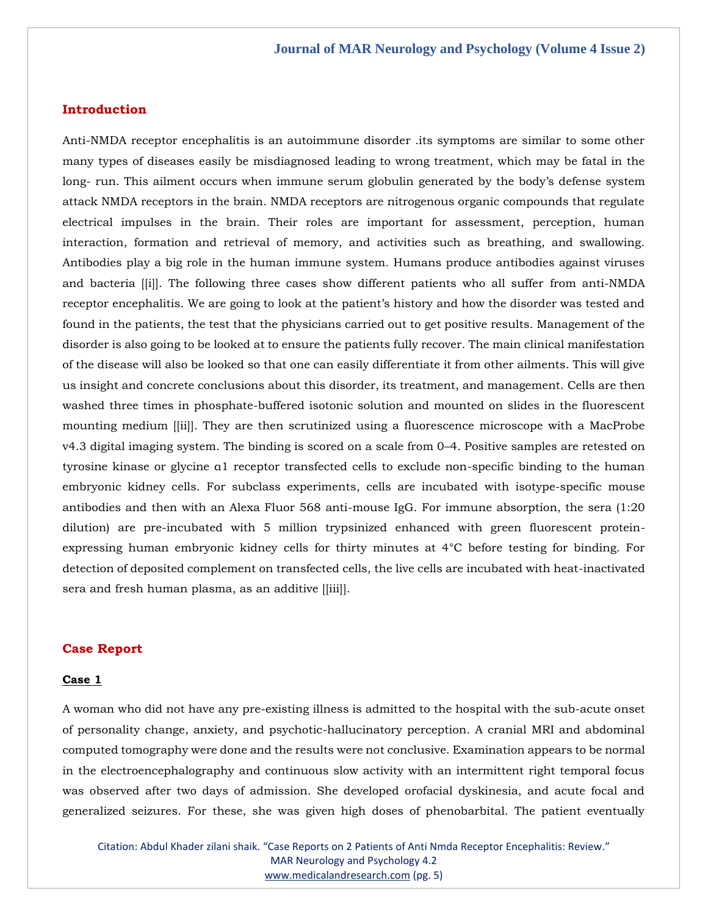## Introduction

Anti-NMDA receptor encephalitis is an autoimmune disorder .its symptoms are similar to some other many types of diseases easily be misdiagnosed leading to wrong treatment, which may be fatal in the long- run. This ailment occurs when immune serum globulin generated by the body's defense system attack NMDA receptors in the brain. NMDA receptors are nitrogenous organic compounds that regulate electrical impulses in the brain. Their roles are important for assessment, perception, human interaction, formation and retrieval of memory, and activities such as breathing, and swallowing. Antibodies play a big role in the human immune system. Humans produce antibodies against viruses and bacteria [[i]]. The following three cases show different patients who all suffer from anti-NMDA receptor encephalitis. We are going to look at the patient's history and how the disorder was tested and found in the patients, the test that the physicians carried out to get positive results. Management of the disorder is also going to be looked at to ensure the patients fully recover. The main clinical manifestation of the disease will also be looked so that one can easily differentiate it from other ailments. This will give us insight and concrete conclusions about this disorder, its treatment, and management. Cells are then washed three times in phosphate-buffered isotonic solution and mounted on slides in the fluorescent mounting medium [[ii]]. They are then scrutinized using a fluorescence microscope with a MacProbe v4.3 digital imaging system. The binding is scored on a scale from 0–4. Positive samples are retested on tyrosine kinase or glycine α1 receptor transfected cells to exclude non-specific binding to the human embryonic kidney cells. For subclass experiments, cells are incubated with isotype-specific mouse antibodies and then with an Alexa Fluor 568 anti-mouse IgG. For immune absorption, the sera (1:20 dilution) are pre-incubated with 5 million trypsinized enhanced with green fluorescent protein-expressing human embryonic kidney cells for thirty minutes at 4°C before testing for binding. For detection of deposited complement on transfected cells, the live cells are incubated with heat-inactivated sera and fresh human plasma, as an additive [[iii]].

## Case Report

### Case 1

A woman who did not have any pre-existing illness is admitted to the hospital with the sub-acute onset of personality change, anxiety, and psychotic-hallucinatory perception. A cranial MRI and abdominal computed tomography were done and the results were not conclusive. Examination appears to be normal in the electroencephalography and continuous slow activity with an intermittent right temporal focus was observed after two days of admission. She developed orofacial dyskinesia, and acute focal and generalized seizures. For these, she was given high doses of phenobarbital. The patient eventually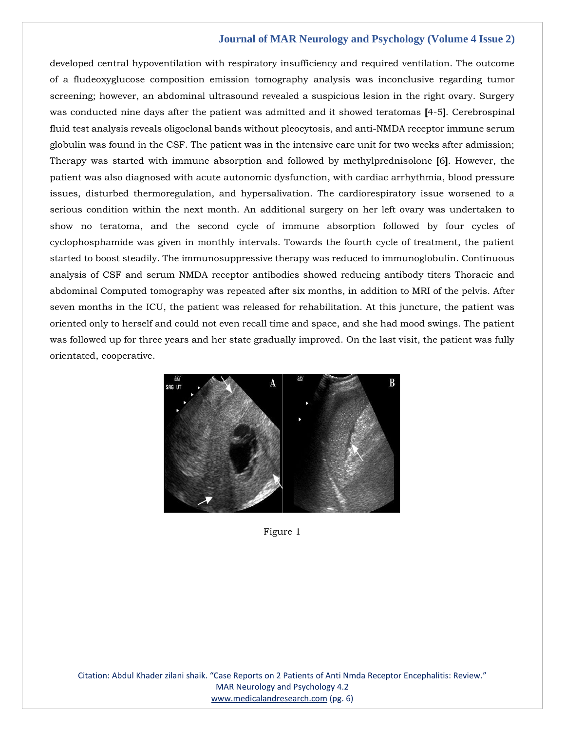developed central hypoventilation with respiratory insufficiency and required ventilation. The outcome of a fludeoxyglucose composition emission tomography analysis was inconclusive regarding tumor screening; however, an abdominal ultrasound revealed a suspicious lesion in the right ovary. Surgery was conducted nine days after the patient was admitted and it showed teratomas [4-5]. Cerebrospinal fluid test analysis reveals oligoclonal bands without pleocytosis, and anti-NMDA receptor immune serum globulin was found in the CSF. The patient was in the intensive care unit for two weeks after admission; Therapy was started with immune absorption and followed by methylprednisolone [6]. However, the patient was also diagnosed with acute autonomic dysfunction, with cardiac arrhythmia, blood pressure issues, disturbed thermoregulation, and hypersalivation. The cardiorespiratory issue worsened to a serious condition within the next month. An additional surgery on her left ovary was undertaken to show no teratoma, and the second cycle of immune absorption followed by four cycles of cyclophosphamide was given in monthly intervals. Towards the fourth cycle of treatment, the patient started to boost steadily. The immunosuppressive therapy was reduced to immunoglobulin. Continuous analysis of CSF and serum NMDA receptor antibodies showed reducing antibody titers Thoracic and abdominal Computed tomography was repeated after six months, in addition to MRI of the pelvis. After seven months in the ICU, the patient was released for rehabilitation. At this juncture, the patient was oriented only to herself and could not even recall time and space, and she had mood swings. The patient was followed up for three years and her state gradually improved. On the last visit, the patient was fully orientated, cooperative.

Figure 1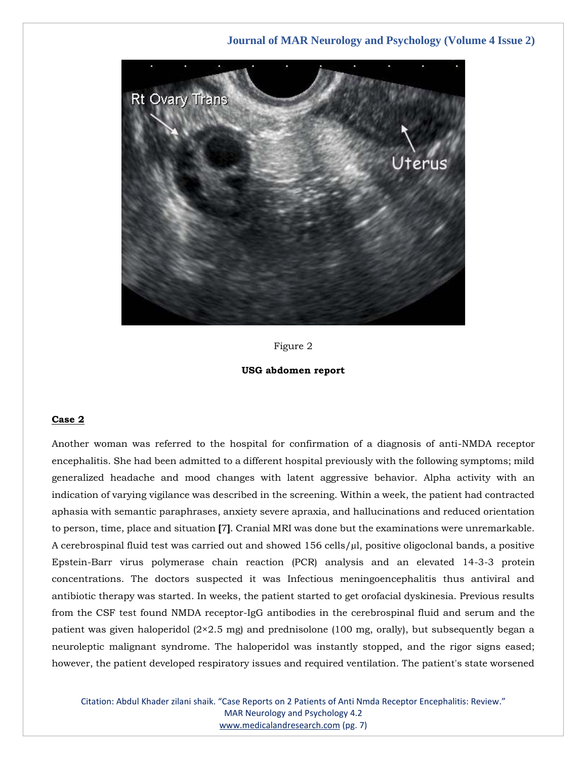Figure 2

**USG abdomen report**

**Case 2**

Another woman was referred to the hospital for confirmation of a diagnosis of anti-NMDA receptor encephalitis. She had been admitted to a different hospital previously with the following symptoms; mild generalized headache and mood changes with latent aggressive behavior. Alpha activity with an indication of varying vigilance was described in the screening. Within a week, the patient had contracted aphasia with semantic paraphrases, anxiety severe apraxia, and hallucinations and reduced orientation to person, time, place and situation **[**7**]**. Cranial MRI was done but the examinations were unremarkable. A cerebrospinal fluid test was carried out and showed 156 cells/µl, positive oligoclonal bands, a positive Epstein-Barr virus polymerase chain reaction (PCR) analysis and an elevated 14-3-3 protein concentrations. The doctors suspected it was Infectious meningoencephalitis thus antiviral and antibiotic therapy was started. In weeks, the patient started to get orofacial dyskinesia. Previous results from the CSF test found NMDA receptor-IgG antibodies in the cerebrospinal fluid and serum and the patient was given haloperidol (2×2.5 mg) and prednisolone (100 mg, orally), but subsequently began a neuroleptic malignant syndrome. The haloperidol was instantly stopped, and the rigor signs eased; however, the patient developed respiratory issues and required ventilation. The patient's state worsened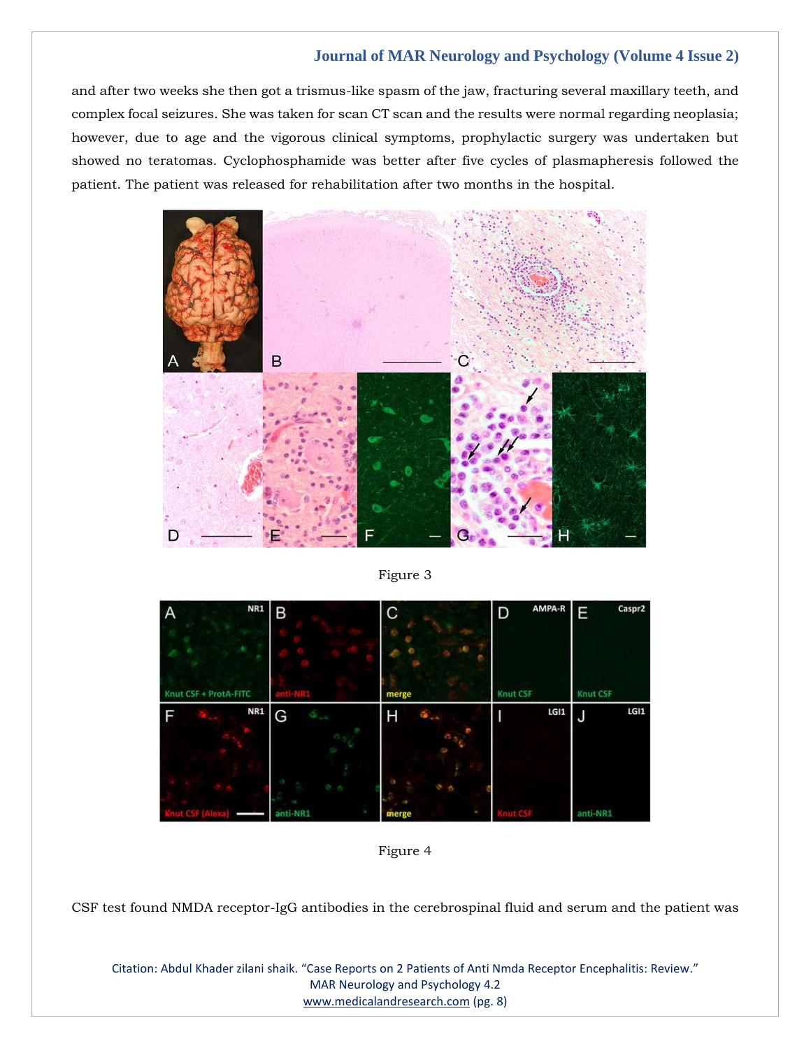and after two weeks she then got a trismus-like spasm of the jaw, fracturing several maxillary teeth, and complex focal seizures. She was taken for scan CT scan and the results were normal regarding neoplasia; however, due to age and the vigorous clinical symptoms, prophylactic surgery was undertaken but showed no teratomas. Cyclophosphamide was better after five cycles of plasmapheresis followed the patient. The patient was released for rehabilitation after two months in the hospital.

Figure 3

Figure 4

CSF test found NMDA receptor-IgG antibodies in the cerebrospinal fluid and serum and the patient was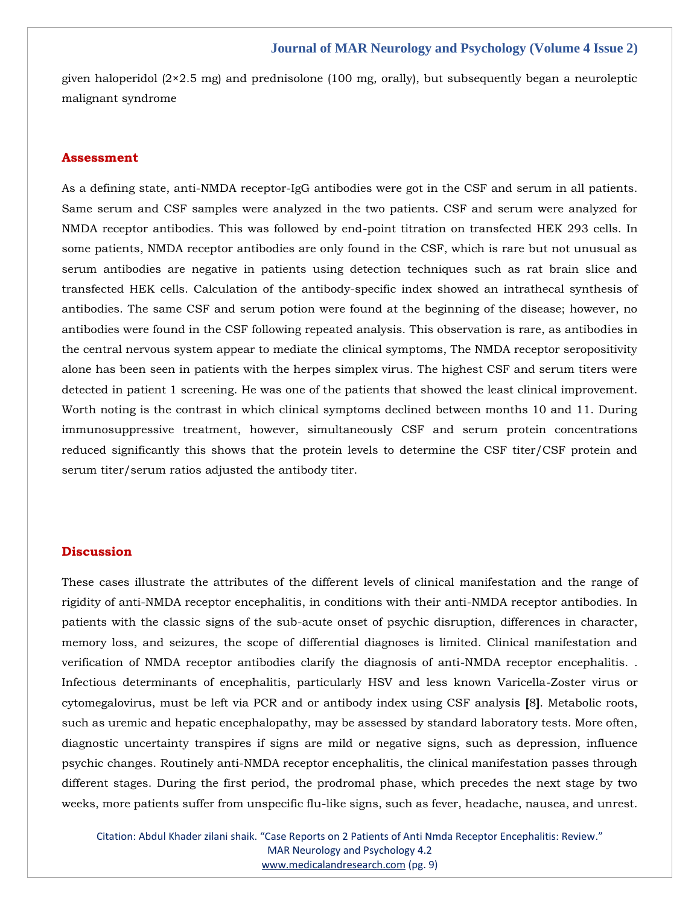given haloperidol (2×2.5 mg) and prednisolone (100 mg, orally), but subsequently began a neuroleptic malignant syndrome

## Assessment

As a defining state, anti-NMDA receptor-IgG antibodies were got in the CSF and serum in all patients. Same serum and CSF samples were analyzed in the two patients. CSF and serum were analyzed for NMDA receptor antibodies. This was followed by end-point titration on transfected HEK 293 cells. In some patients, NMDA receptor antibodies are only found in the CSF, which is rare but not unusual as serum antibodies are negative in patients using detection techniques such as rat brain slice and transfected HEK cells. Calculation of the antibody-specific index showed an intrathecal synthesis of antibodies. The same CSF and serum potion were found at the beginning of the disease; however, no antibodies were found in the CSF following repeated analysis. This observation is rare, as antibodies in the central nervous system appear to mediate the clinical symptoms, The NMDA receptor seropositivity alone has been seen in patients with the herpes simplex virus. The highest CSF and serum titers were detected in patient 1 screening. He was one of the patients that showed the least clinical improvement. Worth noting is the contrast in which clinical symptoms declined between months 10 and 11. During immunosuppressive treatment, however, simultaneously CSF and serum protein concentrations reduced significantly this shows that the protein levels to determine the CSF titer/CSF protein and serum titer/serum ratios adjusted the antibody titer.

## Discussion

These cases illustrate the attributes of the different levels of clinical manifestation and the range of rigidity of anti-NMDA receptor encephalitis, in conditions with their anti-NMDA receptor antibodies. In patients with the classic signs of the sub-acute onset of psychic disruption, differences in character, memory loss, and seizures, the scope of differential diagnoses is limited. Clinical manifestation and verification of NMDA receptor antibodies clarify the diagnosis of anti-NMDA receptor encephalitis. . Infectious determinants of encephalitis, particularly HSV and less known Varicella-Zoster virus or cytomegalovirus, must be left via PCR and or antibody index using CSF analysis [8]. Metabolic roots, such as uremic and hepatic encephalopathy, may be assessed by standard laboratory tests. More often, diagnostic uncertainty transpires if signs are mild or negative signs, such as depression, influence psychic changes. Routinely anti-NMDA receptor encephalitis, the clinical manifestation passes through different stages. During the first period, the prodromal phase, which precedes the next stage by two weeks, more patients suffer from unspecific flu-like signs, such as fever, headache, nausea, and unrest.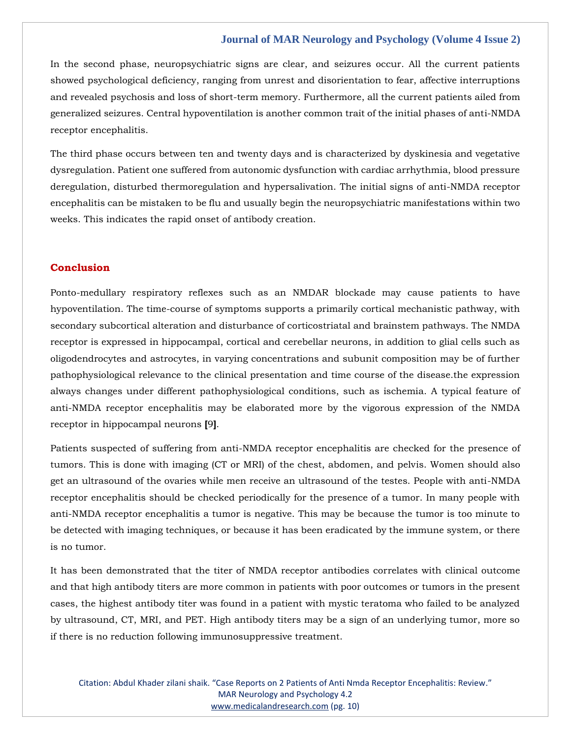In the second phase, neuropsychiatric signs are clear, and seizures occur. All the current patients showed psychological deficiency, ranging from unrest and disorientation to fear, affective interruptions and revealed psychosis and loss of short-term memory. Furthermore, all the current patients ailed from generalized seizures. Central hypoventilation is another common trait of the initial phases of anti-NMDA receptor encephalitis.

The third phase occurs between ten and twenty days and is characterized by dyskinesia and vegetative dysregulation. Patient one suffered from autonomic dysfunction with cardiac arrhythmia, blood pressure deregulation, disturbed thermoregulation and hypersalivation. The initial signs of anti-NMDA receptor encephalitis can be mistaken to be flu and usually begin the neuropsychiatric manifestations within two weeks. This indicates the rapid onset of antibody creation.

## Conclusion

Ponto-medullary respiratory reflexes such as an NMDAR blockade may cause patients to have hypoventilation. The time-course of symptoms supports a primarily cortical mechanistic pathway, with secondary subcortical alteration and disturbance of corticostriatal and brainstem pathways. The NMDA receptor is expressed in hippocampal, cortical and cerebellar neurons, in addition to glial cells such as oligodendrocytes and astrocytes, in varying concentrations and subunit composition may be of further pathophysiological relevance to the clinical presentation and time course of the disease.the expression always changes under different pathophysiological conditions, such as ischemia. A typical feature of anti-NMDA receptor encephalitis may be elaborated more by the vigorous expression of the NMDA receptor in hippocampal neurons **[**9**]**.

Patients suspected of suffering from anti-NMDA receptor encephalitis are checked for the presence of tumors. This is done with imaging (CT or MRI) of the chest, abdomen, and pelvis. Women should also get an ultrasound of the ovaries while men receive an ultrasound of the testes. People with anti-NMDA receptor encephalitis should be checked periodically for the presence of a tumor. In many people with anti-NMDA receptor encephalitis a tumor is negative. This may be because the tumor is too minute to be detected with imaging techniques, or because it has been eradicated by the immune system, or there is no tumor.

It has been demonstrated that the titer of NMDA receptor antibodies correlates with clinical outcome and that high antibody titers are more common in patients with poor outcomes or tumors in the present cases, the highest antibody titer was found in a patient with mystic teratoma who failed to be analyzed by ultrasound, CT, MRI, and PET. High antibody titers may be a sign of an underlying tumor, more so if there is no reduction following immunosuppressive treatment.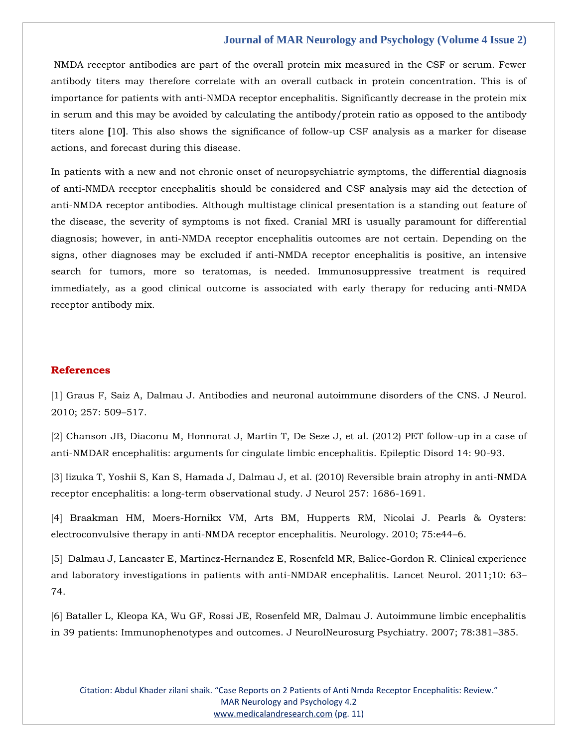NMDA receptor antibodies are part of the overall protein mix measured in the CSF or serum. Fewer antibody titers may therefore correlate with an overall cutback in protein concentration. This is of importance for patients with anti-NMDA receptor encephalitis. Significantly decrease in the protein mix in serum and this may be avoided by calculating the antibody/protein ratio as opposed to the antibody titers alone **[**10**]**. This also shows the significance of follow-up CSF analysis as a marker for disease actions, and forecast during this disease.

In patients with a new and not chronic onset of neuropsychiatric symptoms, the differential diagnosis of anti-NMDA receptor encephalitis should be considered and CSF analysis may aid the detection of anti-NMDA receptor antibodies. Although multistage clinical presentation is a standing out feature of the disease, the severity of symptoms is not fixed. Cranial MRI is usually paramount for differential diagnosis; however, in anti-NMDA receptor encephalitis outcomes are not certain. Depending on the signs, other diagnoses may be excluded if anti-NMDA receptor encephalitis is positive, an intensive search for tumors, more so teratomas, is needed. Immunosuppressive treatment is required immediately, as a good clinical outcome is associated with early therapy for reducing anti-NMDA receptor antibody mix.

## References

[1] Graus F, Saiz A, Dalmau J. Antibodies and neuronal autoimmune disorders of the CNS. J Neurol. 2010; 257: 509–517.

[2] Chanson JB, Diaconu M, Honnorat J, Martin T, De Seze J, et al. (2012) PET follow-up in a case of anti-NMDAR encephalitis: arguments for cingulate limbic encephalitis. Epileptic Disord 14: 90-93.

[3] Iizuka T, Yoshii S, Kan S, Hamada J, Dalmau J, et al. (2010) Reversible brain atrophy in anti-NMDA receptor encephalitis: a long-term observational study. J Neurol 257: 1686-1691.

[4] Braakman HM, Moers-Hornikx VM, Arts BM, Hupperts RM, Nicolai J. Pearls & Oysters: electroconvulsive therapy in anti-NMDA receptor encephalitis. Neurology. 2010; 75:e44–6.

[5] Dalmau J, Lancaster E, Martinez-Hernandez E, Rosenfeld MR, Balice-Gordon R. Clinical experience and laboratory investigations in patients with anti-NMDAR encephalitis. Lancet Neurol. 2011;10: 63–74.

[6] Bataller L, Kleopa KA, Wu GF, Rossi JE, Rosenfeld MR, Dalmau J. Autoimmune limbic encephalitis in 39 patients: Immunophenotypes and outcomes. J NeurolNeurosurg Psychiatry. 2007; 78:381–385.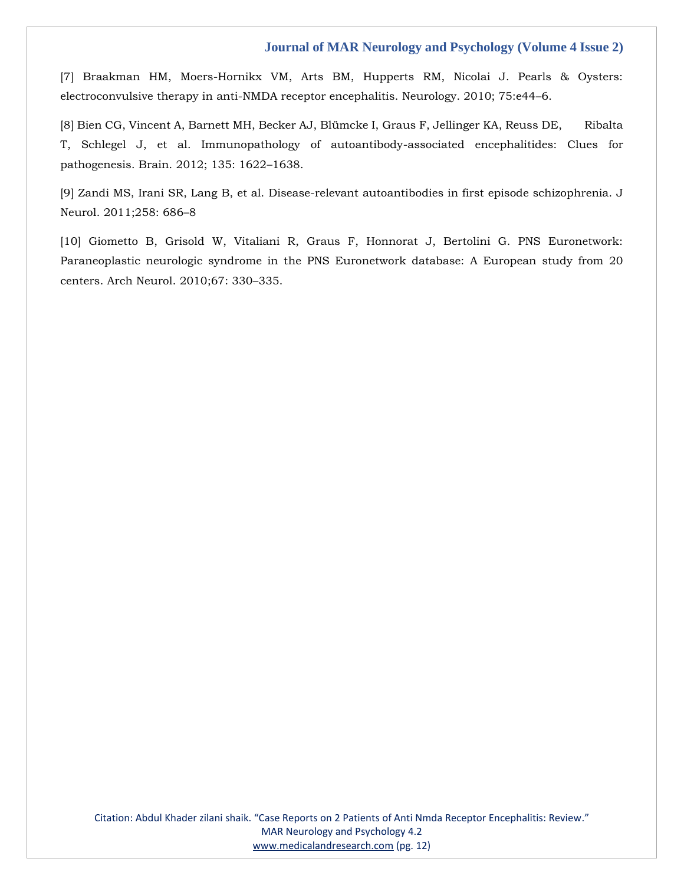[7] Braakman HM, Moers-Hornikx VM, Arts BM, Hupperts RM, Nicolai J. Pearls & Oysters: electroconvulsive therapy in anti-NMDA receptor encephalitis. Neurology. 2010; 75:e44–6.

[8] Bien CG, Vincent A, Barnett MH, Becker AJ, Blümcke I, Graus F, Jellinger KA, Reuss DE, Ribalta T, Schlegel J, et al. Immunopathology of autoantibody-associated encephalitides: Clues for pathogenesis. Brain. 2012; 135: 1622–1638.

[9] Zandi MS, Irani SR, Lang B, et al. Disease-relevant autoantibodies in first episode schizophrenia. J Neurol. 2011;258: 686–8

[10] Giometto B, Grisold W, Vitaliani R, Graus F, Honnorat J, Bertolini G. PNS Euronetwork: Paraneoplastic neurologic syndrome in the PNS Euronetwork database: A European study from 20 centers. Arch Neurol. 2010;67: 330–335.